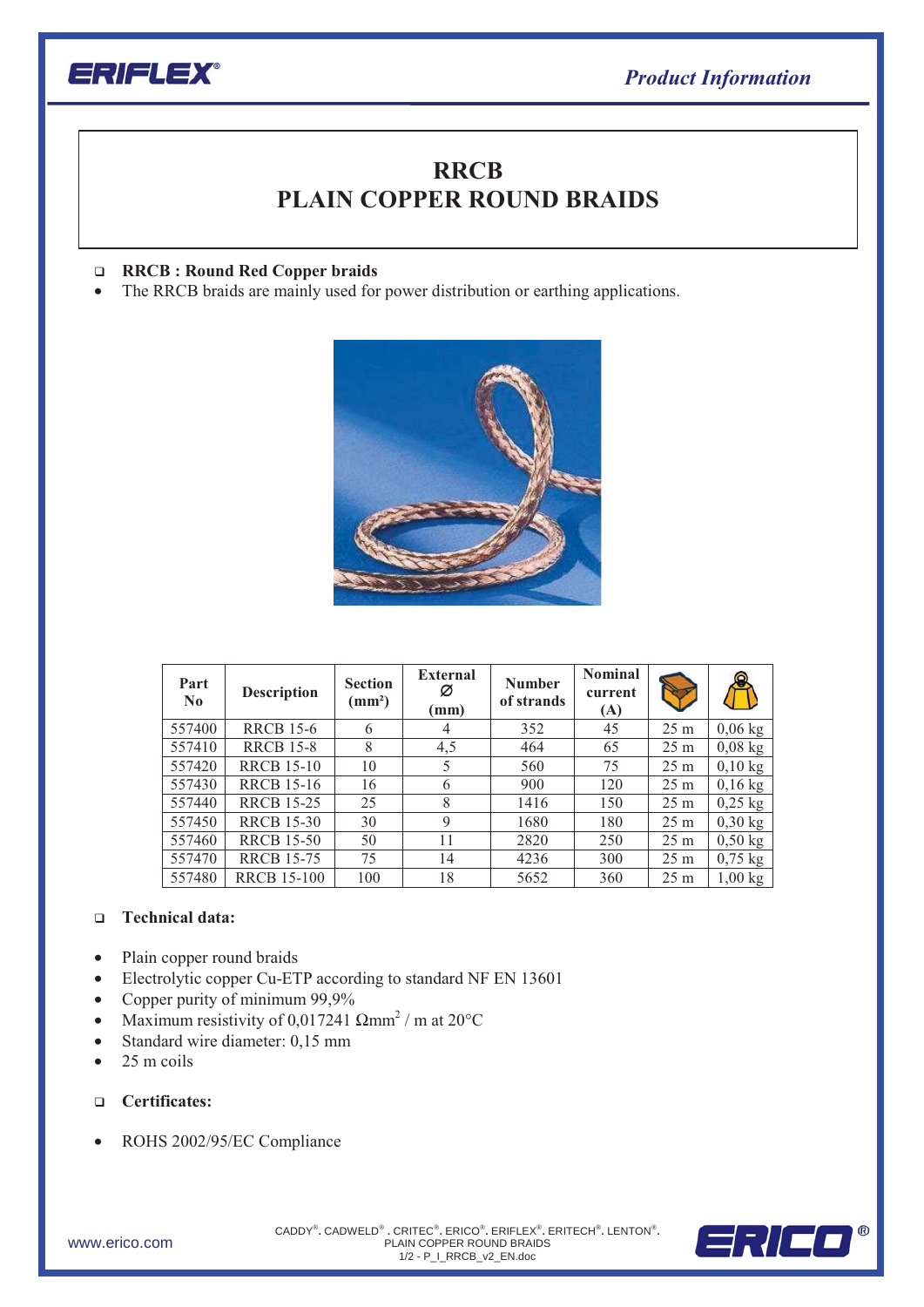# RRCB
# PLAIN COPPER ROUND BRAIDS

- **RRCB : Round Red Copper braids**
- The RRCB braids are mainly used for power distribution or earthing applications.

| Part No | Description | Section (mm²) | External Ø (mm) | Number of strands | Nominal current (A) | | |
|---|---|---|---|---|---|---|---|
| 557400 | RRCB 15-6 | 6 | 4 | 352 | 45 | 25 m | 0,06 kg |
| 557410 | RRCB 15-8 | 8 | 4,5 | 464 | 65 | 25 m | 0,08 kg |
| 557420 | RRCB 15-10 | 10 | 5 | 560 | 75 | 25 m | 0,10 kg |
| 557430 | RRCB 15-16 | 16 | 6 | 900 | 120 | 25 m | 0,16 kg |
| 557440 | RRCB 15-25 | 25 | 8 | 1416 | 150 | 25 m | 0,25 kg |
| 557450 | RRCB 15-30 | 30 | 9 | 1680 | 180 | 25 m | 0,30 kg |
| 557460 | RRCB 15-50 | 50 | 11 | 2820 | 250 | 25 m | 0,50 kg |
| 557470 | RRCB 15-75 | 75 | 14 | 4236 | 300 | 25 m | 0,75 kg |
| 557480 | RRCB 15-100 | 100 | 18 | 5652 | 360 | 25 m | 1,00 kg |

- **Technical data:**

- Plain copper round braids
- Electrolytic copper Cu-ETP according to standard NF EN 13601
- Copper purity of minimum 99,9%
- Maximum resistivity of 0,017241 $\Omega mm^2$ / m at 20°C
- Standard wire diameter: 0,15 mm
- 25 m coils

- **Certificates:**

- ROHS 2002/95/EC Compliance